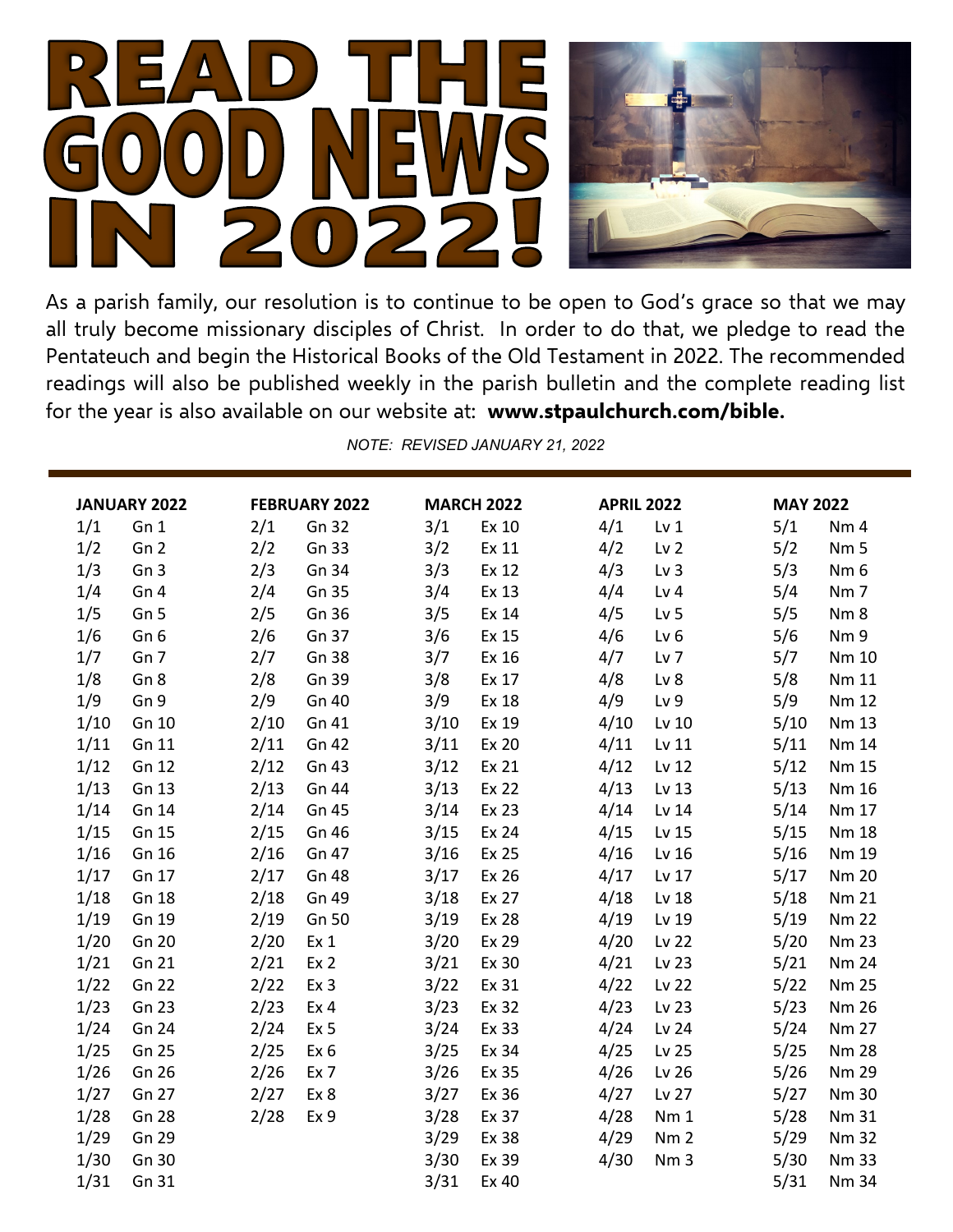# READ THE GOOD NEWS IN 2022!

As a parish family, our resolution is to continue to be open to God's grace so that we may all truly become missionary disciples of Christ. In order to do that, we pledge to read the Pentateuch and begin the Historical Books of the Old Testament in 2022. The recommended readings will also be published weekly in the parish bulletin and the complete reading list for the year is also available on our website at: **www.stpaulchurch.com/bible.**

*NOTE: REVISED JANUARY 21, 2022*

| JANUARY 2022 | | FEBRUARY 2022 | | MARCH 2022 | | APRIL 2022 | | MAY 2022 | |
|---|---|---|---|---|---|---|---|---|---|
| 1/1 | Gn 1 | 2/1 | Gn 32 | 3/1 | Ex 10 | 4/1 | Lv 1 | 5/1 | Nm 4 |
| 1/2 | Gn 2 | 2/2 | Gn 33 | 3/2 | Ex 11 | 4/2 | Lv 2 | 5/2 | Nm 5 |
| 1/3 | Gn 3 | 2/3 | Gn 34 | 3/3 | Ex 12 | 4/3 | Lv 3 | 5/3 | Nm 6 |
| 1/4 | Gn 4 | 2/4 | Gn 35 | 3/4 | Ex 13 | 4/4 | Lv 4 | 5/4 | Nm 7 |
| 1/5 | Gn 5 | 2/5 | Gn 36 | 3/5 | Ex 14 | 4/5 | Lv 5 | 5/5 | Nm 8 |
| 1/6 | Gn 6 | 2/6 | Gn 37 | 3/6 | Ex 15 | 4/6 | Lv 6 | 5/6 | Nm 9 |
| 1/7 | Gn 7 | 2/7 | Gn 38 | 3/7 | Ex 16 | 4/7 | Lv 7 | 5/7 | Nm 10 |
| 1/8 | Gn 8 | 2/8 | Gn 39 | 3/8 | Ex 17 | 4/8 | Lv 8 | 5/8 | Nm 11 |
| 1/9 | Gn 9 | 2/9 | Gn 40 | 3/9 | Ex 18 | 4/9 | Lv 9 | 5/9 | Nm 12 |
| 1/10 | Gn 10 | 2/10 | Gn 41 | 3/10 | Ex 19 | 4/10 | Lv 10 | 5/10 | Nm 13 |
| 1/11 | Gn 11 | 2/11 | Gn 42 | 3/11 | Ex 20 | 4/11 | Lv 11 | 5/11 | Nm 14 |
| 1/12 | Gn 12 | 2/12 | Gn 43 | 3/12 | Ex 21 | 4/12 | Lv 12 | 5/12 | Nm 15 |
| 1/13 | Gn 13 | 2/13 | Gn 44 | 3/13 | Ex 22 | 4/13 | Lv 13 | 5/13 | Nm 16 |
| 1/14 | Gn 14 | 2/14 | Gn 45 | 3/14 | Ex 23 | 4/14 | Lv 14 | 5/14 | Nm 17 |
| 1/15 | Gn 15 | 2/15 | Gn 46 | 3/15 | Ex 24 | 4/15 | Lv 15 | 5/15 | Nm 18 |
| 1/16 | Gn 16 | 2/16 | Gn 47 | 3/16 | Ex 25 | 4/16 | Lv 16 | 5/16 | Nm 19 |
| 1/17 | Gn 17 | 2/17 | Gn 48 | 3/17 | Ex 26 | 4/17 | Lv 17 | 5/17 | Nm 20 |
| 1/18 | Gn 18 | 2/18 | Gn 49 | 3/18 | Ex 27 | 4/18 | Lv 18 | 5/18 | Nm 21 |
| 1/19 | Gn 19 | 2/19 | Gn 50 | 3/19 | Ex 28 | 4/19 | Lv 19 | 5/19 | Nm 22 |
| 1/20 | Gn 20 | 2/20 | Ex 1 | 3/20 | Ex 29 | 4/20 | Lv 22 | 5/20 | Nm 23 |
| 1/21 | Gn 21 | 2/21 | Ex 2 | 3/21 | Ex 30 | 4/21 | Lv 23 | 5/21 | Nm 24 |
| 1/22 | Gn 22 | 2/22 | Ex 3 | 3/22 | Ex 31 | 4/22 | Lv 22 | 5/22 | Nm 25 |
| 1/23 | Gn 23 | 2/23 | Ex 4 | 3/23 | Ex 32 | 4/23 | Lv 23 | 5/23 | Nm 26 |
| 1/24 | Gn 24 | 2/24 | Ex 5 | 3/24 | Ex 33 | 4/24 | Lv 24 | 5/24 | Nm 27 |
| 1/25 | Gn 25 | 2/25 | Ex 6 | 3/25 | Ex 34 | 4/25 | Lv 25 | 5/25 | Nm 28 |
| 1/26 | Gn 26 | 2/26 | Ex 7 | 3/26 | Ex 35 | 4/26 | Lv 26 | 5/26 | Nm 29 |
| 1/27 | Gn 27 | 2/27 | Ex 8 | 3/27 | Ex 36 | 4/27 | Lv 27 | 5/27 | Nm 30 |
| 1/28 | Gn 28 | 2/28 | Ex 9 | 3/28 | Ex 37 | 4/28 | Nm 1 | 5/28 | Nm 31 |
| 1/29 | Gn 29 | | | 3/29 | Ex 38 | 4/29 | Nm 2 | 5/29 | Nm 32 |
| 1/30 | Gn 30 | | | 3/30 | Ex 39 | 4/30 | Nm 3 | 5/30 | Nm 33 |
| 1/31 | Gn 31 | | | 3/31 | Ex 40 | | | 5/31 | Nm 34 |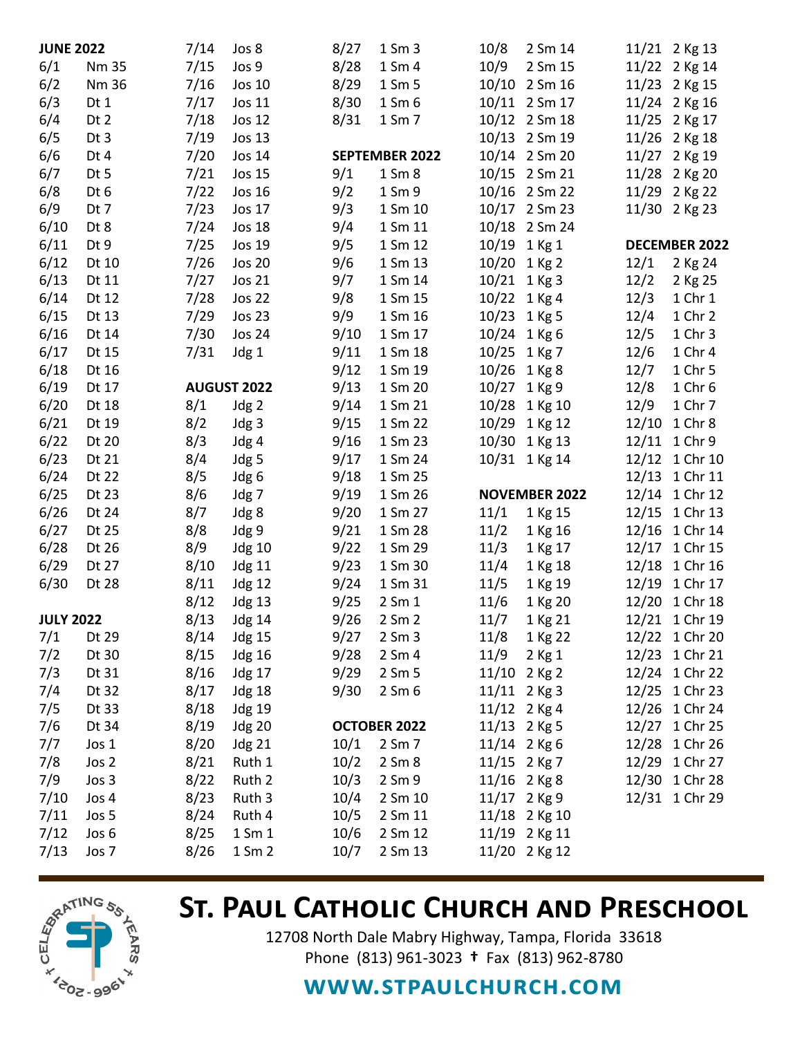**JUNE 2022**

| | |
|---|---|
| 6/1 | Nm 35 |
| 6/2 | Nm 36 |
| 6/3 | Dt 1 |
| 6/4 | Dt 2 |
| 6/5 | Dt 3 |
| 6/6 | Dt 4 |
| 6/7 | Dt 5 |
| 6/8 | Dt 6 |
| 6/9 | Dt 7 |
| 6/10 | Dt 8 |
| 6/11 | Dt 9 |
| 6/12 | Dt 10 |
| 6/13 | Dt 11 |
| 6/14 | Dt 12 |
| 6/15 | Dt 13 |
| 6/16 | Dt 14 |
| 6/17 | Dt 15 |
| 6/18 | Dt 16 |
| 6/19 | Dt 17 |
| 6/20 | Dt 18 |
| 6/21 | Dt 19 |
| 6/22 | Dt 20 |
| 6/23 | Dt 21 |
| 6/24 | Dt 22 |
| 6/25 | Dt 23 |
| 6/26 | Dt 24 |
| 6/27 | Dt 25 |
| 6/28 | Dt 26 |
| 6/29 | Dt 27 |
| 6/30 | Dt 28 |

**JULY 2022**

| | |
|---|---|
| 7/1 | Dt 29 |
| 7/2 | Dt 30 |
| 7/3 | Dt 31 |
| 7/4 | Dt 32 |
| 7/5 | Dt 33 |
| 7/6 | Dt 34 |
| 7/7 | Jos 1 |
| 7/8 | Jos 2 |
| 7/9 | Jos 3 |
| 7/10 | Jos 4 |
| 7/11 | Jos 5 |
| 7/12 | Jos 6 |
| 7/13 | Jos 7 |
| 7/14 | Jos 8 |
| 7/15 | Jos 9 |
| 7/16 | Jos 10 |
| 7/17 | Jos 11 |
| 7/18 | Jos 12 |
| 7/19 | Jos 13 |
| 7/20 | Jos 14 |
| 7/21 | Jos 15 |
| 7/22 | Jos 16 |
| 7/23 | Jos 17 |
| 7/24 | Jos 18 |
| 7/25 | Jos 19 |
| 7/26 | Jos 20 |
| 7/27 | Jos 21 |
| 7/28 | Jos 22 |
| 7/29 | Jos 23 |
| 7/30 | Jos 24 |
| 7/31 | Jdg 1 |

**AUGUST 2022**

| | |
|---|---|
| 8/1 | Jdg 2 |
| 8/2 | Jdg 3 |
| 8/3 | Jdg 4 |
| 8/4 | Jdg 5 |
| 8/5 | Jdg 6 |
| 8/6 | Jdg 7 |
| 8/7 | Jdg 8 |
| 8/8 | Jdg 9 |
| 8/9 | Jdg 10 |
| 8/10 | Jdg 11 |
| 8/11 | Jdg 12 |
| 8/12 | Jdg 13 |
| 8/13 | Jdg 14 |
| 8/14 | Jdg 15 |
| 8/15 | Jdg 16 |
| 8/16 | Jdg 17 |
| 8/17 | Jdg 18 |
| 8/18 | Jdg 19 |
| 8/19 | Jdg 20 |
| 8/20 | Jdg 21 |
| 8/21 | Ruth 1 |
| 8/22 | Ruth 2 |
| 8/23 | Ruth 3 |
| 8/24 | Ruth 4 |
| 8/25 | 1 Sm 1 |
| 8/26 | 1 Sm 2 |
| 8/27 | 1 Sm 3 |
| 8/28 | 1 Sm 4 |
| 8/29 | 1 Sm 5 |
| 8/30 | 1 Sm 6 |
| 8/31 | 1 Sm 7 |

**SEPTEMBER 2022**

| | |
|---|---|
| 9/1 | 1 Sm 8 |
| 9/2 | 1 Sm 9 |
| 9/3 | 1 Sm 10 |
| 9/4 | 1 Sm 11 |
| 9/5 | 1 Sm 12 |
| 9/6 | 1 Sm 13 |
| 9/7 | 1 Sm 14 |
| 9/8 | 1 Sm 15 |
| 9/9 | 1 Sm 16 |
| 9/10 | 1 Sm 17 |
| 9/11 | 1 Sm 18 |
| 9/12 | 1 Sm 19 |
| 9/13 | 1 Sm 20 |
| 9/14 | 1 Sm 21 |
| 9/15 | 1 Sm 22 |
| 9/16 | 1 Sm 23 |
| 9/17 | 1 Sm 24 |
| 9/18 | 1 Sm 25 |
| 9/19 | 1 Sm 26 |
| 9/20 | 1 Sm 27 |
| 9/21 | 1 Sm 28 |
| 9/22 | 1 Sm 29 |
| 9/23 | 1 Sm 30 |
| 9/24 | 1 Sm 31 |
| 9/25 | 2 Sm 1 |
| 9/26 | 2 Sm 2 |
| 9/27 | 2 Sm 3 |
| 9/28 | 2 Sm 4 |
| 9/29 | 2 Sm 5 |
| 9/30 | 2 Sm 6 |

**OCTOBER 2022**

| | |
|---|---|
| 10/1 | 2 Sm 7 |
| 10/2 | 2 Sm 8 |
| 10/3 | 2 Sm 9 |
| 10/4 | 2 Sm 10 |
| 10/5 | 2 Sm 11 |
| 10/6 | 2 Sm 12 |
| 10/7 | 2 Sm 13 |
| 10/8 | 2 Sm 14 |
| 10/9 | 2 Sm 15 |
| 10/10 | 2 Sm 16 |
| 10/11 | 2 Sm 17 |
| 10/12 | 2 Sm 18 |
| 10/13 | 2 Sm 19 |
| 10/14 | 2 Sm 20 |
| 10/15 | 2 Sm 21 |
| 10/16 | 2 Sm 22 |
| 10/17 | 2 Sm 23 |
| 10/18 | 2 Sm 24 |
| 10/19 | 1 Kg 1 |
| 10/20 | 1 Kg 2 |
| 10/21 | 1 Kg 3 |
| 10/22 | 1 Kg 4 |
| 10/23 | 1 Kg 5 |
| 10/24 | 1 Kg 6 |
| 10/25 | 1 Kg 7 |
| 10/26 | 1 Kg 8 |
| 10/27 | 1 Kg 9 |
| 10/28 | 1 Kg 10 |
| 10/29 | 1 Kg 12 |
| 10/30 | 1 Kg 13 |
| 10/31 | 1 Kg 14 |

**NOVEMBER 2022**

| | |
|---|---|
| 11/1 | 1 Kg 15 |
| 11/2 | 1 Kg 16 |
| 11/3 | 1 Kg 17 |
| 11/4 | 1 Kg 18 |
| 11/5 | 1 Kg 19 |
| 11/6 | 1 Kg 20 |
| 11/7 | 1 Kg 21 |
| 11/8 | 1 Kg 22 |
| 11/9 | 2 Kg 1 |
| 11/10 | 2 Kg 2 |
| 11/11 | 2 Kg 3 |
| 11/12 | 2 Kg 4 |
| 11/13 | 2 Kg 5 |
| 11/14 | 2 Kg 6 |
| 11/15 | 2 Kg 7 |
| 11/16 | 2 Kg 8 |
| 11/17 | 2 Kg 9 |
| 11/18 | 2 Kg 10 |
| 11/19 | 2 Kg 11 |
| 11/20 | 2 Kg 12 |
| 11/21 | 2 Kg 13 |
| 11/22 | 2 Kg 14 |
| 11/23 | 2 Kg 15 |
| 11/24 | 2 Kg 16 |
| 11/25 | 2 Kg 17 |
| 11/26 | 2 Kg 18 |
| 11/27 | 2 Kg 19 |
| 11/28 | 2 Kg 20 |
| 11/29 | 2 Kg 22 |
| 11/30 | 2 Kg 23 |

**DECEMBER 2022**

| | |
|---|---|
| 12/1 | 2 Kg 24 |
| 12/2 | 2 Kg 25 |
| 12/3 | 1 Chr 1 |
| 12/4 | 1 Chr 2 |
| 12/5 | 1 Chr 3 |
| 12/6 | 1 Chr 4 |
| 12/7 | 1 Chr 5 |
| 12/8 | 1 Chr 6 |
| 12/9 | 1 Chr 7 |
| 12/10 | 1 Chr 8 |
| 12/11 | 1 Chr 9 |
| 12/12 | 1 Chr 10 |
| 12/13 | 1 Chr 11 |
| 12/14 | 1 Chr 12 |
| 12/15 | 1 Chr 13 |
| 12/16 | 1 Chr 14 |
| 12/17 | 1 Chr 15 |
| 12/18 | 1 Chr 16 |
| 12/19 | 1 Chr 17 |
| 12/20 | 1 Chr 18 |
| 12/21 | 1 Chr 19 |
| 12/22 | 1 Chr 20 |
| 12/23 | 1 Chr 21 |
| 12/24 | 1 Chr 22 |
| 12/25 | 1 Chr 23 |
| 12/26 | 1 Chr 24 |
| 12/27 | 1 Chr 25 |
| 12/28 | 1 Chr 26 |
| 12/29 | 1 Chr 27 |
| 12/30 | 1 Chr 28 |
| 12/31 | 1 Chr 29 |

CELEBRATING 55 YEARS + 1966 - 2021 +

## St. Paul Catholic Church and Preschool

12708 North Dale Mabry Highway, Tampa, Florida 33618
Phone (813) 961-3023 ✝ Fax (813) 962-8780

**WWW.STPAULCHURCH.COM**